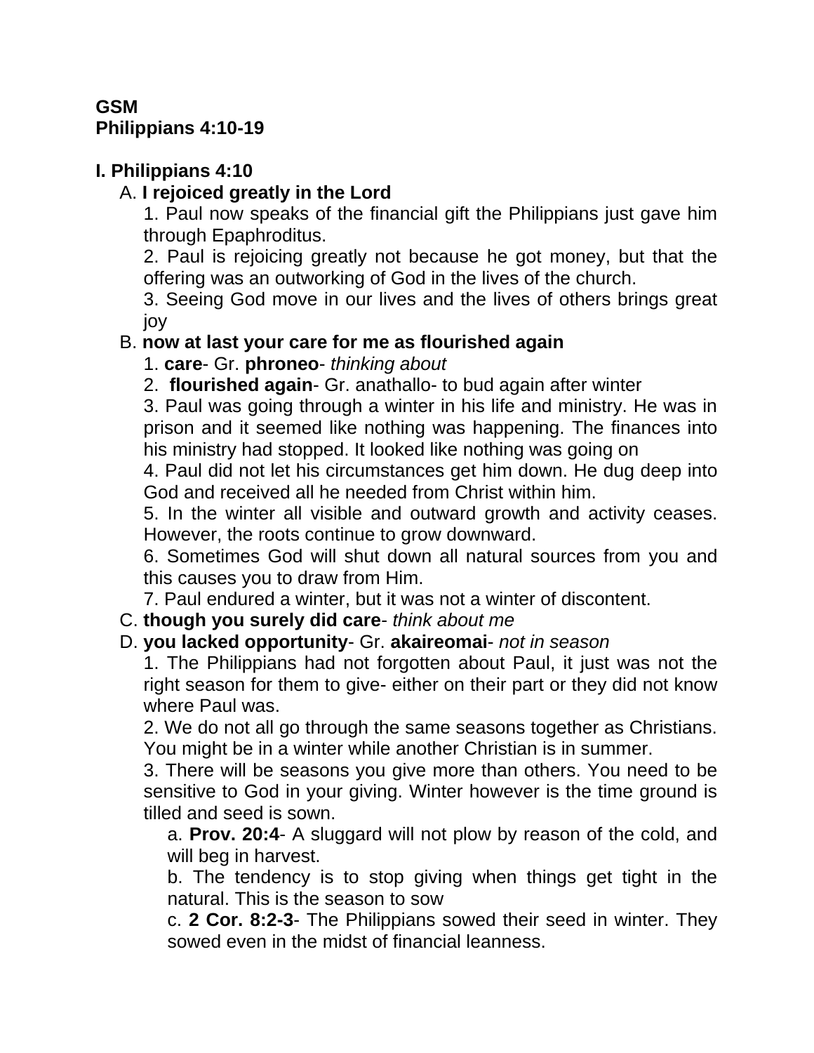**GSM**
**Philippians 4:10-19**

**I. Philippians 4:10**

A. **I rejoiced greatly in the Lord**

1. Paul now speaks of the financial gift the Philippians just gave him through Epaphroditus.
2. Paul is rejoicing greatly not because he got money, but that the offering was an outworking of God in the lives of the church.
3. Seeing God move in our lives and the lives of others brings great joy

B. **now at last your care for me as flourished again**

1. **care**- Gr. **phroneo**- *thinking about*
2. **flourished again**- Gr. anathallo- to bud again after winter
3. Paul was going through a winter in his life and ministry. He was in prison and it seemed like nothing was happening. The finances into his ministry had stopped. It looked like nothing was going on
4. Paul did not let his circumstances get him down. He dug deep into God and received all he needed from Christ within him.
5. In the winter all visible and outward growth and activity ceases. However, the roots continue to grow downward.
6. Sometimes God will shut down all natural sources from you and this causes you to draw from Him.
7. Paul endured a winter, but it was not a winter of discontent.

C. **though you surely did care**- *think about me*

D. **you lacked opportunity**- Gr. **akaireomai**- *not in season*

1. The Philippians had not forgotten about Paul, it just was not the right season for them to give- either on their part or they did not know where Paul was.
2. We do not all go through the same seasons together as Christians. You might be in a winter while another Christian is in summer.
3. There will be seasons you give more than others. You need to be sensitive to God in your giving. Winter however is the time ground is tilled and seed is sown.
   a. **Prov. 20:4**- A sluggard will not plow by reason of the cold, and will beg in harvest.
   b. The tendency is to stop giving when things get tight in the natural. This is the season to sow
   c. **2 Cor. 8:2-3**- The Philippians sowed their seed in winter. They sowed even in the midst of financial leanness.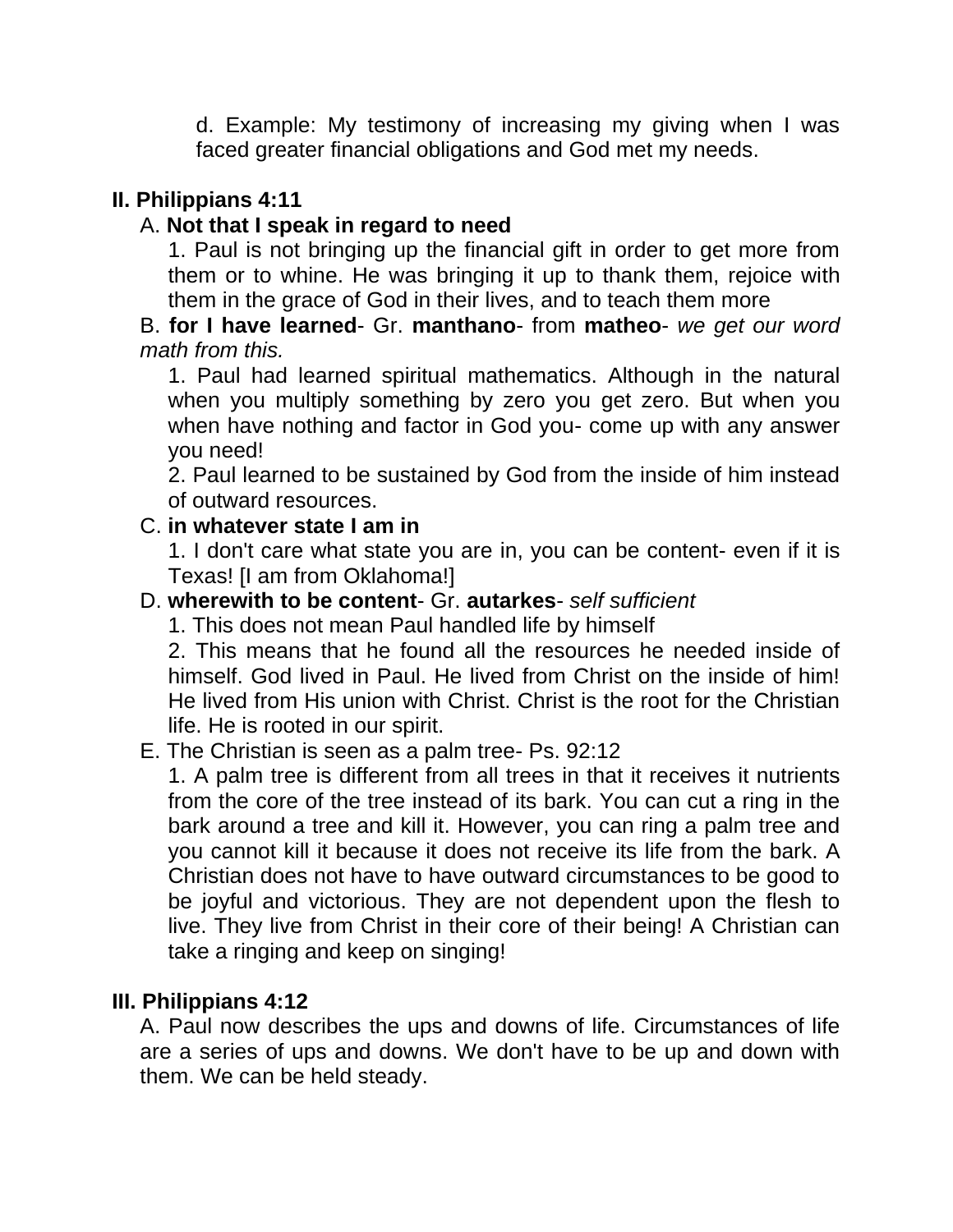d. Example: My testimony of increasing my giving when I was faced greater financial obligations and God met my needs.

**II. Philippians 4:11**

A. **Not that I speak in regard to need**

1. Paul is not bringing up the financial gift in order to get more from them or to whine. He was bringing it up to thank them, rejoice with them in the grace of God in their lives, and to teach them more

B. **for I have learned**- Gr. **manthano**- from **matheo**- *we get our word math from this.*

1. Paul had learned spiritual mathematics. Although in the natural when you multiply something by zero you get zero. But when you when have nothing and factor in God you- come up with any answer you need!

2. Paul learned to be sustained by God from the inside of him instead of outward resources.

C. **in whatever state I am in**

1. I don't care what state you are in, you can be content- even if it is Texas! [I am from Oklahoma!]

D. **wherewith to be content**- Gr. **autarkes**- *self sufficient*

1. This does not mean Paul handled life by himself

2. This means that he found all the resources he needed inside of himself. God lived in Paul. He lived from Christ on the inside of him! He lived from His union with Christ. Christ is the root for the Christian life. He is rooted in our spirit.

E. The Christian is seen as a palm tree- Ps. 92:12

1. A palm tree is different from all trees in that it receives it nutrients from the core of the tree instead of its bark. You can cut a ring in the bark around a tree and kill it. However, you can ring a palm tree and you cannot kill it because it does not receive its life from the bark. A Christian does not have to have outward circumstances to be good to be joyful and victorious. They are not dependent upon the flesh to live. They live from Christ in their core of their being! A Christian can take a ringing and keep on singing!

**III. Philippians 4:12**

A. Paul now describes the ups and downs of life. Circumstances of life are a series of ups and downs. We don't have to be up and down with them. We can be held steady.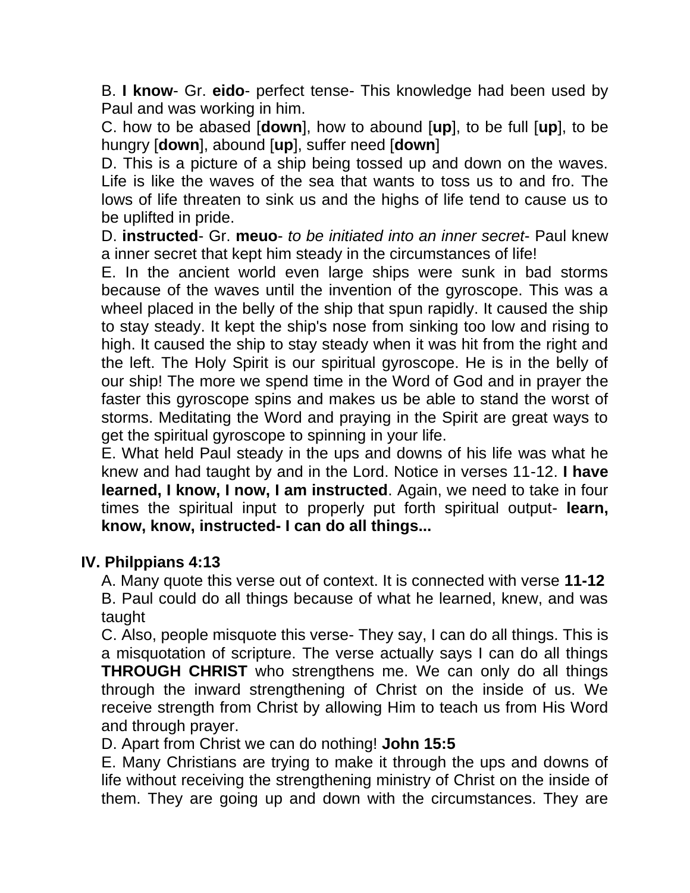B. **I know**- Gr. **eido**- perfect tense- This knowledge had been used by Paul and was working in him.

C. how to be abased [**down**], how to abound [**up**], to be full [**up**], to be hungry [**down**], abound [**up**], suffer need [**down**]

D. This is a picture of a ship being tossed up and down on the waves. Life is like the waves of the sea that wants to toss us to and fro. The lows of life threaten to sink us and the highs of life tend to cause us to be uplifted in pride.

D. **instructed**- Gr. **meuo**- *to be initiated into an inner secret*- Paul knew a inner secret that kept him steady in the circumstances of life!

E. In the ancient world even large ships were sunk in bad storms because of the waves until the invention of the gyroscope. This was a wheel placed in the belly of the ship that spun rapidly. It caused the ship to stay steady. It kept the ship's nose from sinking too low and rising to high. It caused the ship to stay steady when it was hit from the right and the left. The Holy Spirit is our spiritual gyroscope. He is in the belly of our ship! The more we spend time in the Word of God and in prayer the faster this gyroscope spins and makes us be able to stand the worst of storms. Meditating the Word and praying in the Spirit are great ways to get the spiritual gyroscope to spinning in your life.

E. What held Paul steady in the ups and downs of his life was what he knew and had taught by and in the Lord. Notice in verses 11-12. **I have learned, I know, I now, I am instructed**. Again, we need to take in four times the spiritual input to properly put forth spiritual output- **learn, know, know, instructed- I can do all things...**

## IV. Philppians 4:13

A. Many quote this verse out of context. It is connected with verse **11-12**

B. Paul could do all things because of what he learned, knew, and was taught

C. Also, people misquote this verse- They say, I can do all things. This is a misquotation of scripture. The verse actually says I can do all things **THROUGH CHRIST** who strengthens me. We can only do all things through the inward strengthening of Christ on the inside of us. We receive strength from Christ by allowing Him to teach us from His Word and through prayer.

D. Apart from Christ we can do nothing! **John 15:5**

E. Many Christians are trying to make it through the ups and downs of life without receiving the strengthening ministry of Christ on the inside of them. They are going up and down with the circumstances. They are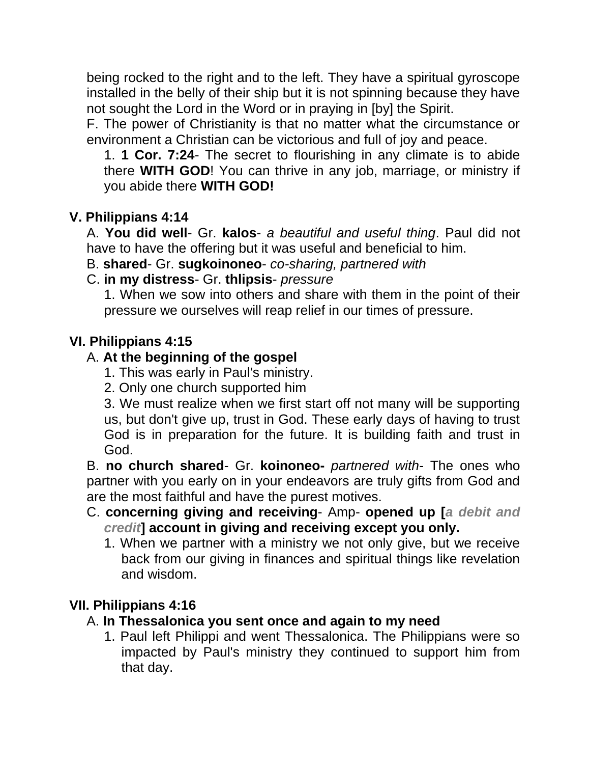being rocked to the right and to the left. They have a spiritual gyroscope installed in the belly of their ship but it is not spinning because they have not sought the Lord in the Word or in praying in [by] the Spirit.

F. The power of Christianity is that no matter what the circumstance or environment a Christian can be victorious and full of joy and peace.

1. **1 Cor. 7:24**- The secret to flourishing in any climate is to abide there **WITH GOD**! You can thrive in any job, marriage, or ministry if you abide there **WITH GOD!**

## V. Philippians 4:14

A. **You did well**- Gr. **kalos**- *a beautiful and useful thing*. Paul did not have to have the offering but it was useful and beneficial to him.

B. **shared**- Gr. **sugkoinoneo**- *co-sharing, partnered with*

C. **in my distress**- Gr. **thlipsis**- *pressure*

1. When we sow into others and share with them in the point of their pressure we ourselves will reap relief in our times of pressure.

## VI. Philippians 4:15

A. **At the beginning of the gospel**

1. This was early in Paul's ministry.
2. Only one church supported him
3. We must realize when we first start off not many will be supporting us, but don't give up, trust in God. These early days of having to trust God is in preparation for the future. It is building faith and trust in God.

B. **no church shared**- Gr. **koinoneo-** *partnered with*- The ones who partner with you early on in your endeavors are truly gifts from God and are the most faithful and have the purest motives.

C. **concerning giving and receiving**- Amp- **opened up [*a debit and credit*] account in giving and receiving except you only.**

1. When we partner with a ministry we not only give, but we receive back from our giving in finances and spiritual things like revelation and wisdom.

## VII. Philippians 4:16

A. **In Thessalonica you sent once and again to my need**

1. Paul left Philippi and went Thessalonica. The Philippians were so impacted by Paul's ministry they continued to support him from that day.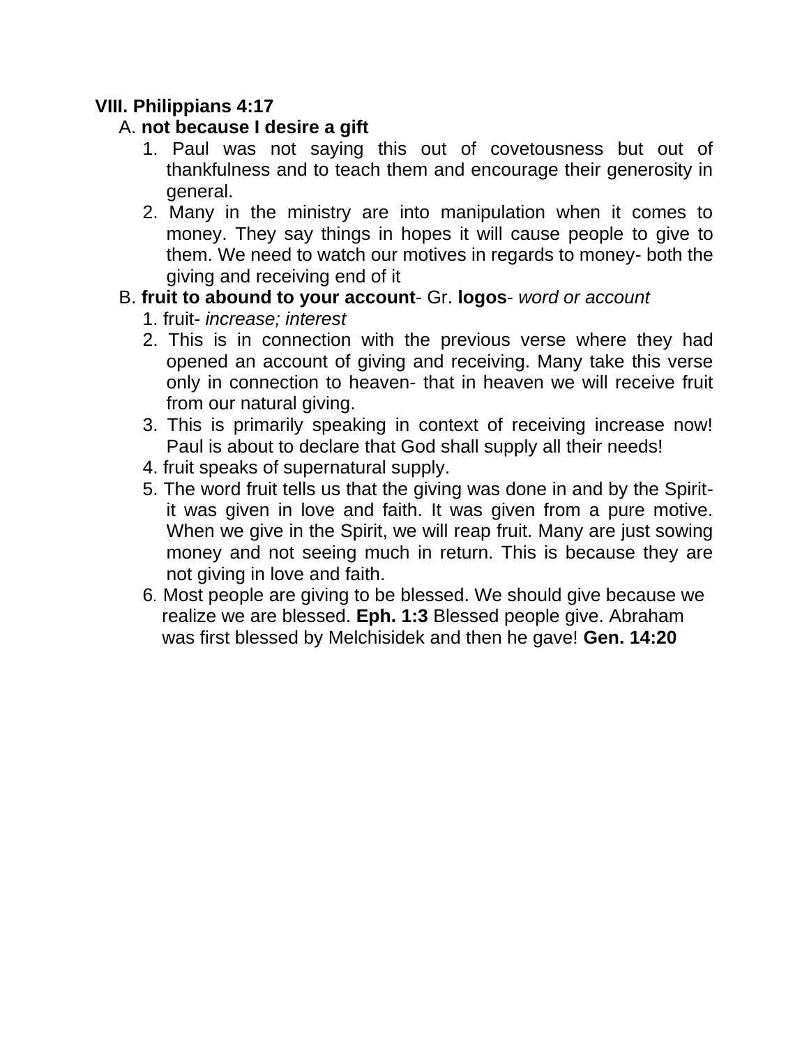**VIII. Philippians 4:17**

A. **not because I desire a gift**

1. Paul was not saying this out of covetousness but out of thankfulness and to teach them and encourage their generosity in general.
2. Many in the ministry are into manipulation when it comes to money. They say things in hopes it will cause people to give to them. We need to watch our motives in regards to money- both the giving and receiving end of it

B. **fruit to abound to your account**- Gr. **logos**- *word or account*

1. fruit- *increase; interest*
2. This is in connection with the previous verse where they had opened an account of giving and receiving. Many take this verse only in connection to heaven- that in heaven we will receive fruit from our natural giving.
3. This is primarily speaking in context of receiving increase now! Paul is about to declare that God shall supply all their needs!
4. fruit speaks of supernatural supply.
5. The word fruit tells us that the giving was done in and by the Spirit- it was given in love and faith. It was given from a pure motive. When we give in the Spirit, we will reap fruit. Many are just sowing money and not seeing much in return. This is because they are not giving in love and faith.
6. Most people are giving to be blessed. We should give because we realize we are blessed. **Eph. 1:3** Blessed people give. Abraham was first blessed by Melchisidek and then he gave! **Gen. 14:20**